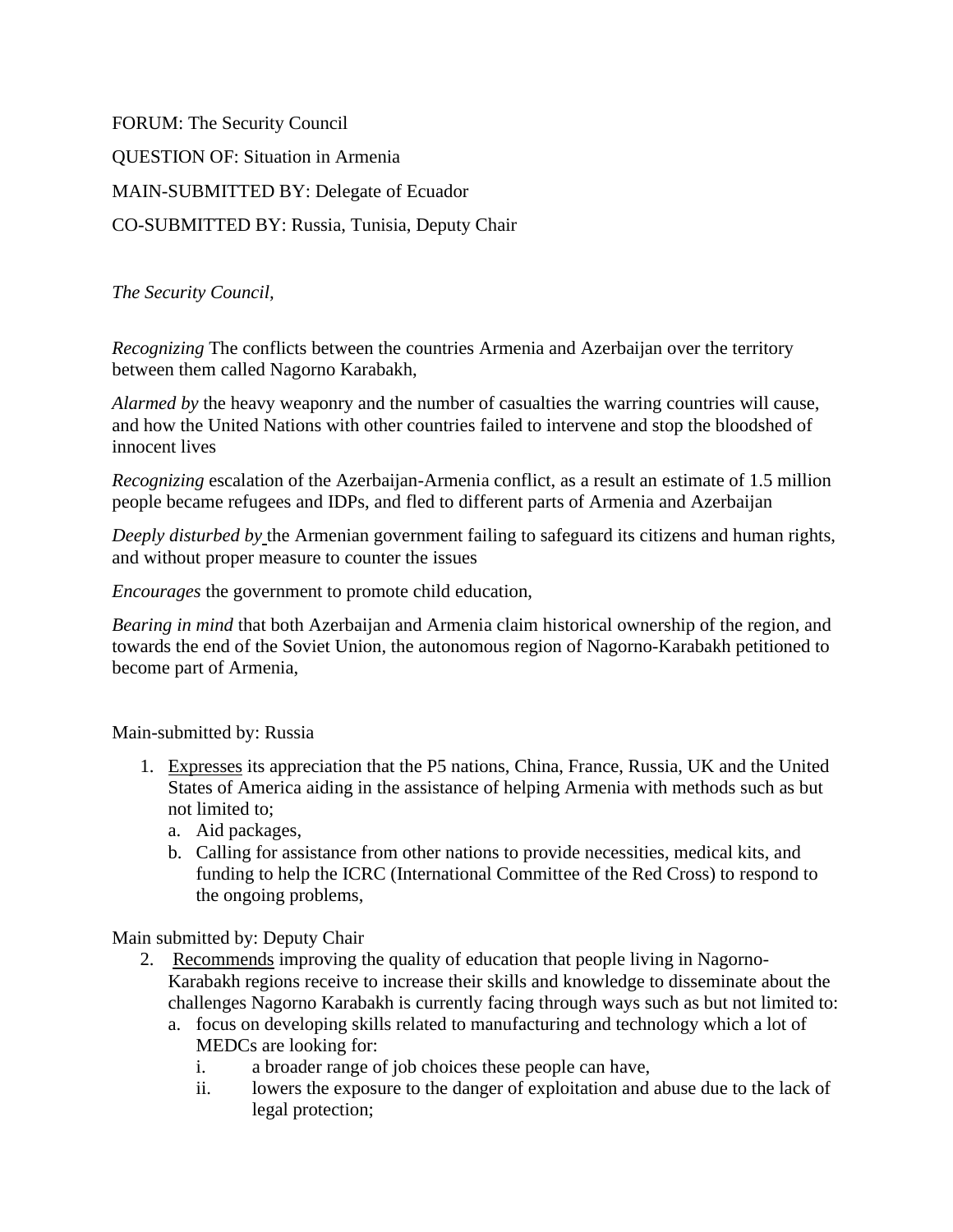FORUM: The Security Council

QUESTION OF: Situation in Armenia

MAIN-SUBMITTED BY: Delegate of Ecuador

CO-SUBMITTED BY: Russia, Tunisia, Deputy Chair

*The Security Council,*

*Recognizing* The conflicts between the countries Armenia and Azerbaijan over the territory between them called Nagorno Karabakh,

*Alarmed by* the heavy weaponry and the number of casualties the warring countries will cause, and how the United Nations with other countries failed to intervene and stop the bloodshed of innocent lives

*Recognizing* escalation of the Azerbaijan-Armenia conflict, as a result an estimate of 1.5 million people became refugees and IDPs, and fled to different parts of Armenia and Azerbaijan

*Deeply disturbed by* the Armenian government failing to safeguard its citizens and human rights, and without proper measure to counter the issues

*Encourages* the government to promote child education,

*Bearing in mind* that both Azerbaijan and Armenia claim historical ownership of the region, and towards the end of the Soviet Union, the autonomous region of Nagorno-Karabakh petitioned to become part of Armenia,

Main-submitted by: Russia

1. <u>Expresses</u> its appreciation that the P5 nations, China, France, Russia, UK and the United States of America aiding in the assistance of helping Armenia with methods such as but not limited to;
    a. Aid packages,
    b. Calling for assistance from other nations to provide necessities, medical kits, and funding to help the ICRC (International Committee of the Red Cross) to respond to the ongoing problems,

Main submitted by: Deputy Chair

2. <u>Recommends</u> improving the quality of education that people living in Nagorno-Karabakh regions receive to increase their skills and knowledge to disseminate about the challenges Nagorno Karabakh is currently facing through ways such as but not limited to:
    a. focus on developing skills related to manufacturing and technology which a lot of MEDCs are looking for:
        i. a broader range of job choices these people can have,
        ii. lowers the exposure to the danger of exploitation and abuse due to the lack of legal protection;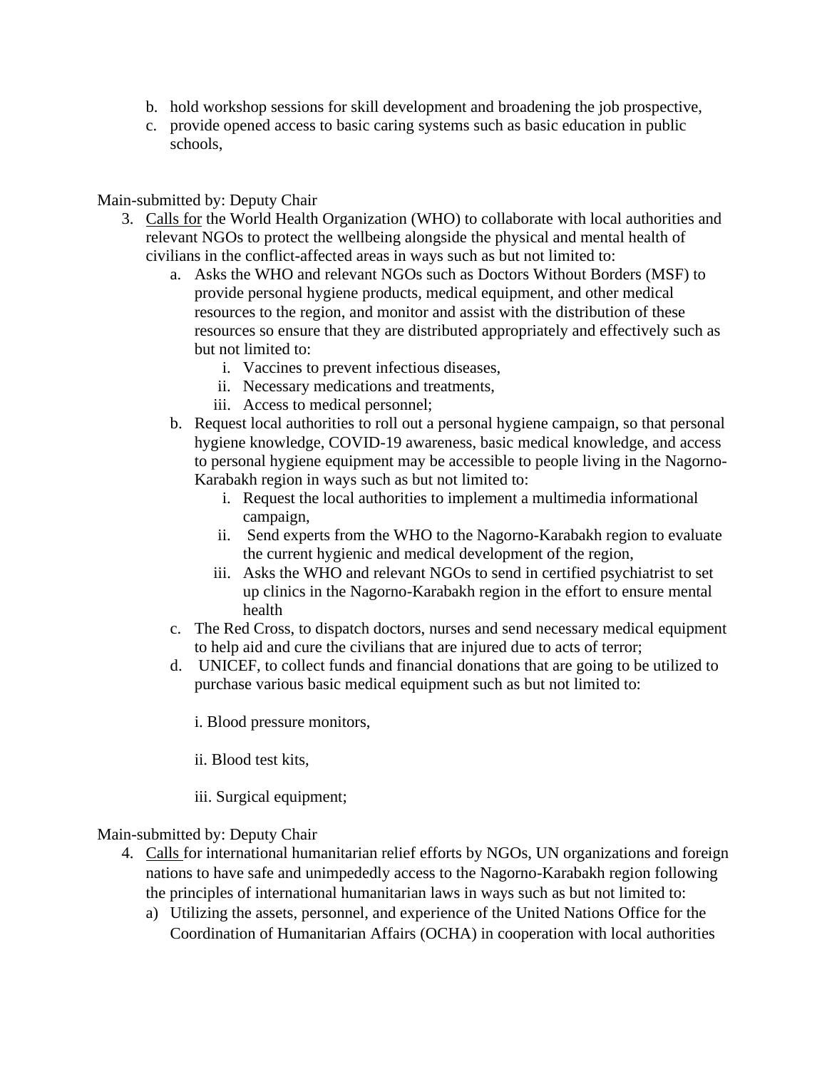b. hold workshop sessions for skill development and broadening the job prospective,
c. provide opened access to basic caring systems such as basic education in public schools,

Main-submitted by: Deputy Chair

3. <u>Calls for</u> the World Health Organization (WHO) to collaborate with local authorities and relevant NGOs to protect the wellbeing alongside the physical and mental health of civilians in the conflict-affected areas in ways such as but not limited to:
    a. Asks the WHO and relevant NGOs such as Doctors Without Borders (MSF) to provide personal hygiene products, medical equipment, and other medical resources to the region, and monitor and assist with the distribution of these resources so ensure that they are distributed appropriately and effectively such as but not limited to:
        i. Vaccines to prevent infectious diseases,
        ii. Necessary medications and treatments,
        iii. Access to medical personnel;
    b. Request local authorities to roll out a personal hygiene campaign, so that personal hygiene knowledge, COVID-19 awareness, basic medical knowledge, and access to personal hygiene equipment may be accessible to people living in the Nagorno-Karabakh region in ways such as but not limited to:
        i. Request the local authorities to implement a multimedia informational campaign,
        ii. Send experts from the WHO to the Nagorno-Karabakh region to evaluate the current hygienic and medical development of the region,
        iii. Asks the WHO and relevant NGOs to send in certified psychiatrist to set up clinics in the Nagorno-Karabakh region in the effort to ensure mental health
    c. The Red Cross, to dispatch doctors, nurses and send necessary medical equipment to help aid and cure the civilians that are injured due to acts of terror;
    d. UNICEF, to collect funds and financial donations that are going to be utilized to purchase various basic medical equipment such as but not limited to:

        i. Blood pressure monitors,

        ii. Blood test kits,

        iii. Surgical equipment;

Main-submitted by: Deputy Chair

4. <u>Calls</u> for international humanitarian relief efforts by NGOs, UN organizations and foreign nations to have safe and unimpededly access to the Nagorno-Karabakh region following the principles of international humanitarian laws in ways such as but not limited to:
    a) Utilizing the assets, personnel, and experience of the United Nations Office for the Coordination of Humanitarian Affairs (OCHA) in cooperation with local authorities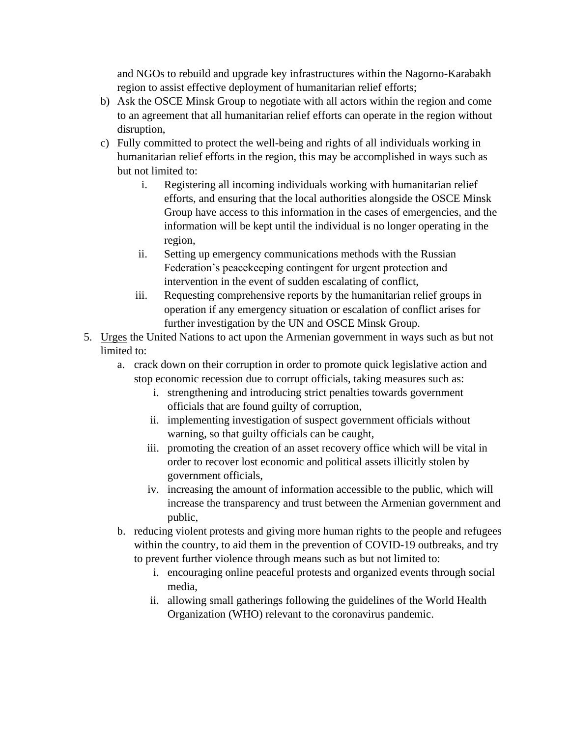and NGOs to rebuild and upgrade key infrastructures within the Nagorno-Karabakh region to assist effective deployment of humanitarian relief efforts;

b) Ask the OSCE Minsk Group to negotiate with all actors within the region and come to an agreement that all humanitarian relief efforts can operate in the region without disruption,

c) Fully committed to protect the well-being and rights of all individuals working in humanitarian relief efforts in the region, this may be accomplished in ways such as but not limited to:

    i. Registering all incoming individuals working with humanitarian relief efforts, and ensuring that the local authorities alongside the OSCE Minsk Group have access to this information in the cases of emergencies, and the information will be kept until the individual is no longer operating in the region,

    ii. Setting up emergency communications methods with the Russian Federation's peacekeeping contingent for urgent protection and intervention in the event of sudden escalating of conflict,

    iii. Requesting comprehensive reports by the humanitarian relief groups in operation if any emergency situation or escalation of conflict arises for further investigation by the UN and OSCE Minsk Group.

5. <u>Urges</u> the United Nations to act upon the Armenian government in ways such as but not limited to:

    a. crack down on their corruption in order to promote quick legislative action and stop economic recession due to corrupt officials, taking measures such as:

        i. strengthening and introducing strict penalties towards government officials that are found guilty of corruption,

        ii. implementing investigation of suspect government officials without warning, so that guilty officials can be caught,

        iii. promoting the creation of an asset recovery office which will be vital in order to recover lost economic and political assets illicitly stolen by government officials,

        iv. increasing the amount of information accessible to the public, which will increase the transparency and trust between the Armenian government and public,

    b. reducing violent protests and giving more human rights to the people and refugees within the country, to aid them in the prevention of COVID-19 outbreaks, and try to prevent further violence through means such as but not limited to:

        i. encouraging online peaceful protests and organized events through social media,

        ii. allowing small gatherings following the guidelines of the World Health Organization (WHO) relevant to the coronavirus pandemic.